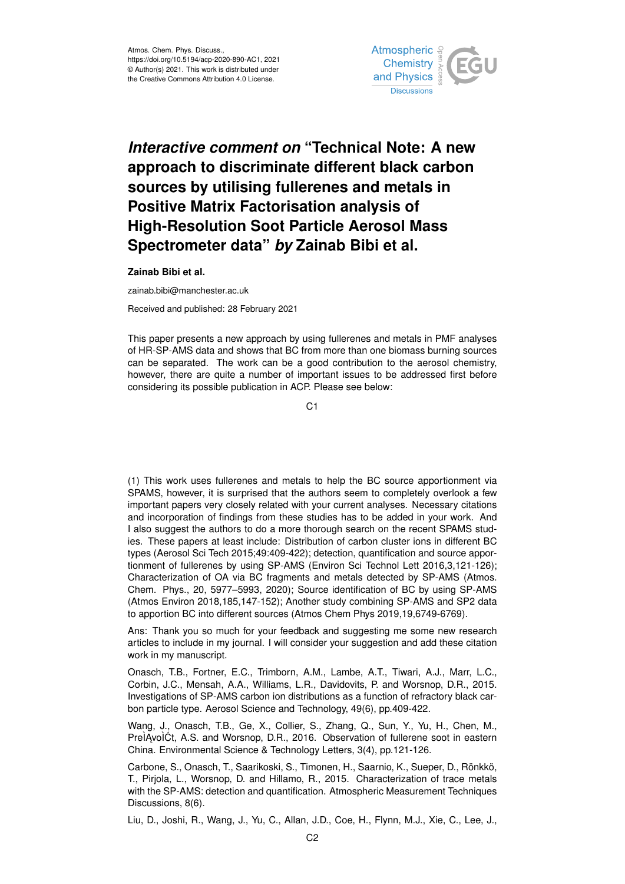Atmos. Chem. Phys. Discuss.,
https://doi.org/10.5194/acp-2020-890-AC1, 2021
© Author(s) 2021. This work is distributed under
the Creative Commons Attribution 4.0 License.

# *Interactive comment on* "Technical Note: A new approach to discriminate different black carbon sources by utilising fullerenes and metals in Positive Matrix Factorisation analysis of High-Resolution Soot Particle Aerosol Mass Spectrometer data" *by* Zainab Bibi et al.

**Zainab Bibi et al.**

zainab.bibi@manchester.ac.uk

Received and published: 28 February 2021

This paper presents a new approach by using fullerenes and metals in PMF analyses of HR-SP-AMS data and shows that BC from more than one biomass burning sources can be separated. The work can be a good contribution to the aerosol chemistry, however, there are quite a number of important issues to be addressed first before considering its possible publication in ACP. Please see below:

(1) This work uses fullerenes and metals to help the BC source apportionment via SPAMS, however, it is surprised that the authors seem to completely overlook a few important papers very closely related with your current analyses. Necessary citations and incorporation of findings from these studies has to be added in your work. And I also suggest the authors to do a more thorough search on the recent SPAMS studies. These papers at least include: Distribution of carbon cluster ions in different BC types (Aerosol Sci Tech 2015;49:409-422); detection, quantification and source apportionment of fullerenes by using SP-AMS (Environ Sci Technol Lett 2016,3,121-126); Characterization of OA via BC fragments and metals detected by SP-AMS (Atmos. Chem. Phys., 20, 5977–5993, 2020); Source identification of BC by using SP-AMS (Atmos Environ 2018,185,147-152); Another study combining SP-AMS and SP2 data to apportion BC into different sources (Atmos Chem Phys 2019,19,6749-6769).

Ans: Thank you so much for your feedback and suggesting me some new research articles to include in my journal. I will consider your suggestion and add these citation work in my manuscript.

Onasch, T.B., Fortner, E.C., Trimborn, A.M., Lambe, A.T., Tiwari, A.J., Marr, L.C., Corbin, J.C., Mensah, A.A., Williams, L.R., Davidovits, P. and Worsnop, D.R., 2015. Investigations of SP-AMS carbon ion distributions as a function of refractory black carbon particle type. Aerosol Science and Technology, 49(6), pp.409-422.

Wang, J., Onasch, T.B., Ge, X., Collier, S., Zhang, Q., Sun, Y., Yu, H., Chen, M., PreÌĄvoÌĆt, A.S. and Worsnop, D.R., 2016. Observation of fullerene soot in eastern China. Environmental Science & Technology Letters, 3(4), pp.121-126.

Carbone, S., Onasch, T., Saarikoski, S., Timonen, H., Saarnio, K., Sueper, D., Rönkkö, T., Pirjola, L., Worsnop, D. and Hillamo, R., 2015. Characterization of trace metals with the SP-AMS: detection and quantification. Atmospheric Measurement Techniques Discussions, 8(6).

Liu, D., Joshi, R., Wang, J., Yu, C., Allan, J.D., Coe, H., Flynn, M.J., Xie, C., Lee, J.,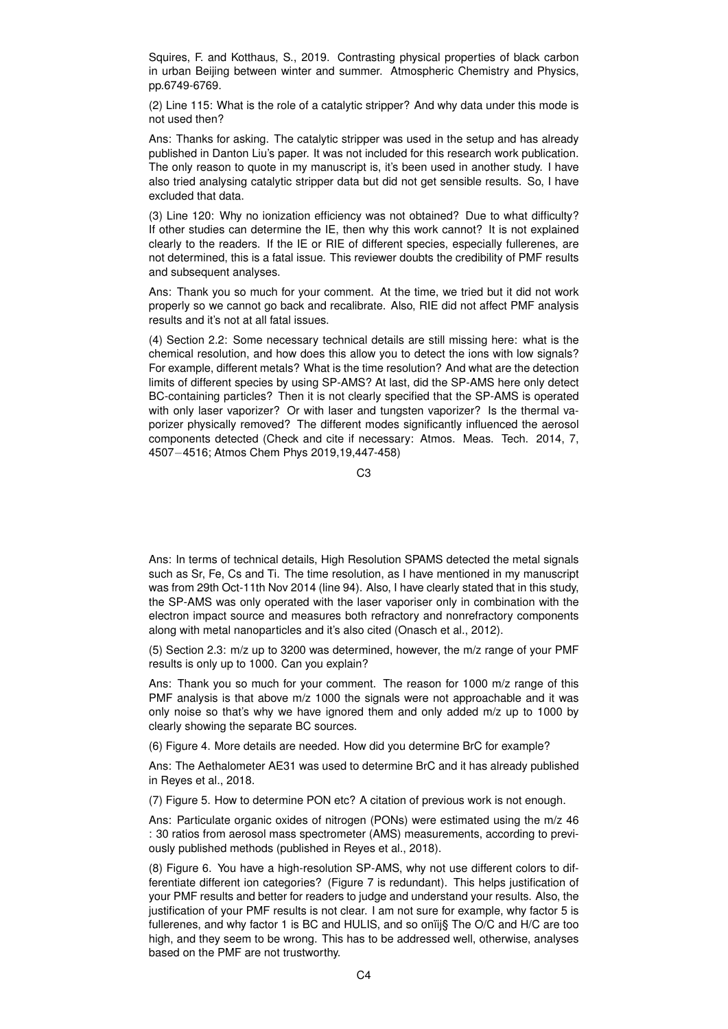Squires, F. and Kotthaus, S., 2019. Contrasting physical properties of black carbon in urban Beijing between winter and summer. Atmospheric Chemistry and Physics, pp.6749-6769.

(2) Line 115: What is the role of a catalytic stripper? And why data under this mode is not used then?

Ans: Thanks for asking. The catalytic stripper was used in the setup and has already published in Danton Liu's paper. It was not included for this research work publication. The only reason to quote in my manuscript is, it's been used in another study. I have also tried analysing catalytic stripper data but did not get sensible results. So, I have excluded that data.

(3) Line 120: Why no ionization efficiency was not obtained? Due to what difficulty? If other studies can determine the IE, then why this work cannot? It is not explained clearly to the readers. If the IE or RIE of different species, especially fullerenes, are not determined, this is a fatal issue. This reviewer doubts the credibility of PMF results and subsequent analyses.

Ans: Thank you so much for your comment. At the time, we tried but it did not work properly so we cannot go back and recalibrate. Also, RIE did not affect PMF analysis results and it's not at all fatal issues.

(4) Section 2.2: Some necessary technical details are still missing here: what is the chemical resolution, and how does this allow you to detect the ions with low signals? For example, different metals? What is the time resolution? And what are the detection limits of different species by using SP-AMS? At last, did the SP-AMS here only detect BC-containing particles? Then it is not clearly specified that the SP-AMS is operated with only laser vaporizer? Or with laser and tungsten vaporizer? Is the thermal vaporizer physically removed? The different modes significantly influenced the aerosol components detected (Check and cite if necessary: Atmos. Meas. Tech. 2014, 7, 4507−4516; Atmos Chem Phys 2019,19,447-458)

Ans: In terms of technical details, High Resolution SPAMS detected the metal signals such as Sr, Fe, Cs and Ti. The time resolution, as I have mentioned in my manuscript was from 29th Oct-11th Nov 2014 (line 94). Also, I have clearly stated that in this study, the SP-AMS was only operated with the laser vaporiser only in combination with the electron impact source and measures both refractory and nonrefractory components along with metal nanoparticles and it's also cited (Onasch et al., 2012).

(5) Section 2.3: m/z up to 3200 was determined, however, the m/z range of your PMF results is only up to 1000. Can you explain?

Ans: Thank you so much for your comment. The reason for 1000 m/z range of this PMF analysis is that above m/z 1000 the signals were not approachable and it was only noise so that's why we have ignored them and only added m/z up to 1000 by clearly showing the separate BC sources.

(6) Figure 4. More details are needed. How did you determine BrC for example?

Ans: The Aethalometer AE31 was used to determine BrC and it has already published in Reyes et al., 2018.

(7) Figure 5. How to determine PON etc? A citation of previous work is not enough.

Ans: Particulate organic oxides of nitrogen (PONs) were estimated using the m/z 46 : 30 ratios from aerosol mass spectrometer (AMS) measurements, according to previously published methods (published in Reyes et al., 2018).

(8) Figure 6. You have a high-resolution SP-AMS, why not use different colors to differentiate different ion categories? (Figure 7 is redundant). This helps justification of your PMF results and better for readers to judge and understand your results. Also, the justification of your PMF results is not clear. I am not sure for example, why factor 5 is fullerenes, and why factor 1 is BC and HULIS, and so onïij§ The O/C and H/C are too high, and they seem to be wrong. This has to be addressed well, otherwise, analyses based on the PMF are not trustworthy.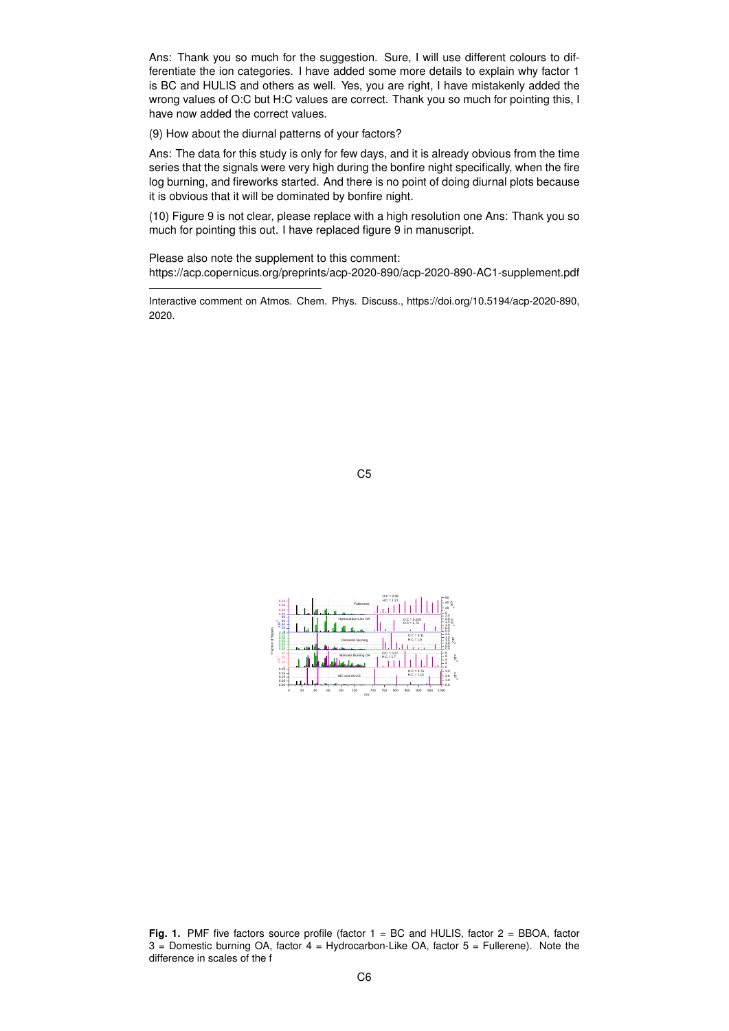Ans: Thank you so much for the suggestion. Sure, I will use different colours to differentiate the ion categories. I have added some more details to explain why factor 1 is BC and HULIS and others as well. Yes, you are right, I have mistakenly added the wrong values of O:C but H:C values are correct. Thank you so much for pointing this, I have now added the correct values.

(9) How about the diurnal patterns of your factors?

Ans: The data for this study is only for few days, and it is already obvious from the time series that the signals were very high during the bonfire night specifically, when the fire log burning, and fireworks started. And there is no point of doing diurnal plots because it is obvious that it will be dominated by bonfire night.

(10) Figure 9 is not clear, please replace with a high resolution one Ans: Thank you so much for pointing this out. I have replaced figure 9 in manuscript.

Please also note the supplement to this comment:
https://acp.copernicus.org/preprints/acp-2020-890/acp-2020-890-AC1-supplement.pdf

---

Interactive comment on Atmos. Chem. Phys. Discuss., https://doi.org/10.5194/acp-2020-890, 2020.

**Fig. 1.** PMF five factors source profile (factor 1 = BC and HULIS, factor 2 = BBOA, factor 3 = Domestic burning OA, factor 4 = Hydrocarbon-Like OA, factor 5 = Fullerene). Note the difference in scales of the f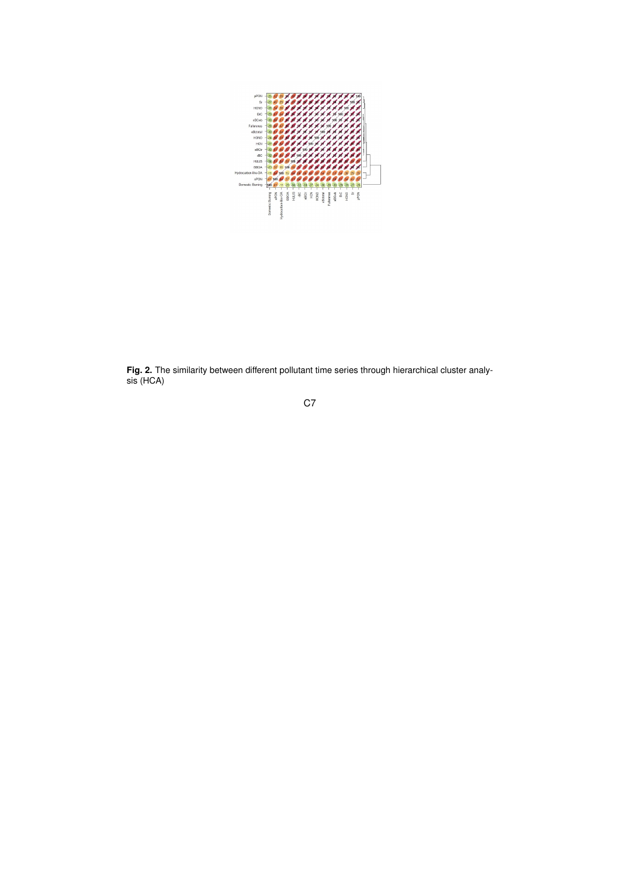pPON
Sr
HCHO
EtC
eBCwb
Fullerenes
eBCtotal
HONO
HCN
eBCff
rBC
HULIS
BBOA
Hydrocarbon-like-OA
oPON
Domestic Burning

Domestic Burning
oPON
Hydrocarbon-like-OA
BBOA
HULIS
rBC
eBCff
HCN
HONO
eBCtotal
Fullerenes
eBCwb
EtC
HCHO
Sr
pPON

**Fig. 2.** The similarity between different pollutant time series through hierarchical cluster analysis (HCA)